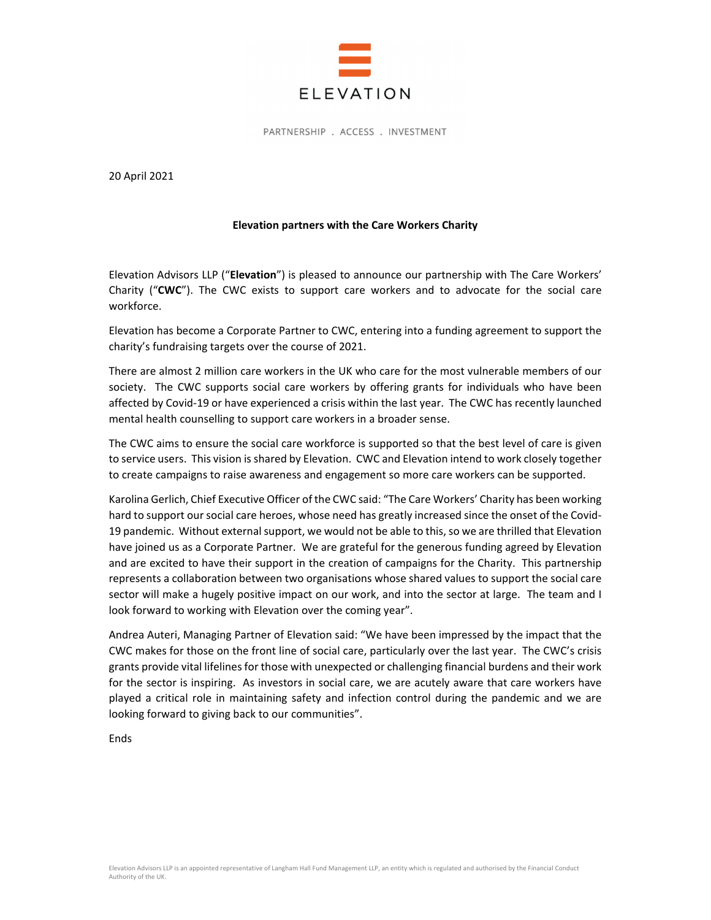ELEVATION

PARTNERSHIP . ACCESS . INVESTMENT

20 April 2021

**Elevation partners with the Care Workers Charity**

Elevation Advisors LLP ("**Elevation**") is pleased to announce our partnership with The Care Workers' Charity ("**CWC**"). The CWC exists to support care workers and to advocate for the social care workforce.

Elevation has become a Corporate Partner to CWC, entering into a funding agreement to support the charity's fundraising targets over the course of 2021.

There are almost 2 million care workers in the UK who care for the most vulnerable members of our society. The CWC supports social care workers by offering grants for individuals who have been affected by Covid-19 or have experienced a crisis within the last year. The CWC has recently launched mental health counselling to support care workers in a broader sense.

The CWC aims to ensure the social care workforce is supported so that the best level of care is given to service users. This vision is shared by Elevation. CWC and Elevation intend to work closely together to create campaigns to raise awareness and engagement so more care workers can be supported.

Karolina Gerlich, Chief Executive Officer of the CWC said: "The Care Workers' Charity has been working hard to support our social care heroes, whose need has greatly increased since the onset of the Covid-19 pandemic. Without external support, we would not be able to this, so we are thrilled that Elevation have joined us as a Corporate Partner. We are grateful for the generous funding agreed by Elevation and are excited to have their support in the creation of campaigns for the Charity. This partnership represents a collaboration between two organisations whose shared values to support the social care sector will make a hugely positive impact on our work, and into the sector at large. The team and I look forward to working with Elevation over the coming year".

Andrea Auteri, Managing Partner of Elevation said: "We have been impressed by the impact that the CWC makes for those on the front line of social care, particularly over the last year. The CWC's crisis grants provide vital lifelines for those with unexpected or challenging financial burdens and their work for the sector is inspiring. As investors in social care, we are acutely aware that care workers have played a critical role in maintaining safety and infection control during the pandemic and we are looking forward to giving back to our communities".

Ends

Elevation Advisors LLP is an appointed representative of Langham Hall Fund Management LLP, an entity which is regulated and authorised by the Financial Conduct Authority of the UK.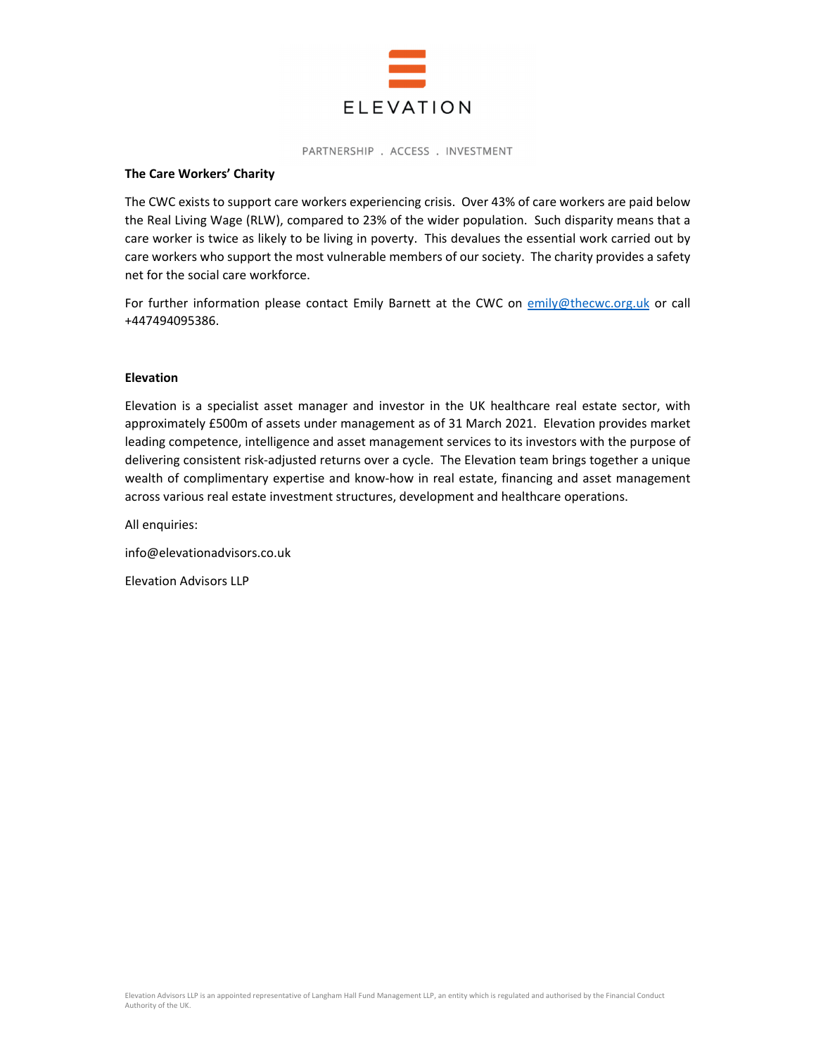ELEVATION

PARTNERSHIP . ACCESS . INVESTMENT

**The Care Workers' Charity**

The CWC exists to support care workers experiencing crisis. Over 43% of care workers are paid below the Real Living Wage (RLW), compared to 23% of the wider population. Such disparity means that a care worker is twice as likely to be living in poverty. This devalues the essential work carried out by care workers who support the most vulnerable members of our society. The charity provides a safety net for the social care workforce.

For further information please contact Emily Barnett at the CWC on emily@thecwc.org.uk or call +447494095386.

**Elevation**

Elevation is a specialist asset manager and investor in the UK healthcare real estate sector, with approximately £500m of assets under management as of 31 March 2021. Elevation provides market leading competence, intelligence and asset management services to its investors with the purpose of delivering consistent risk-adjusted returns over a cycle. The Elevation team brings together a unique wealth of complimentary expertise and know-how in real estate, financing and asset management across various real estate investment structures, development and healthcare operations.

All enquiries:

info@elevationadvisors.co.uk

Elevation Advisors LLP

Elevation Advisors LLP is an appointed representative of Langham Hall Fund Management LLP, an entity which is regulated and authorised by the Financial Conduct Authority of the UK.